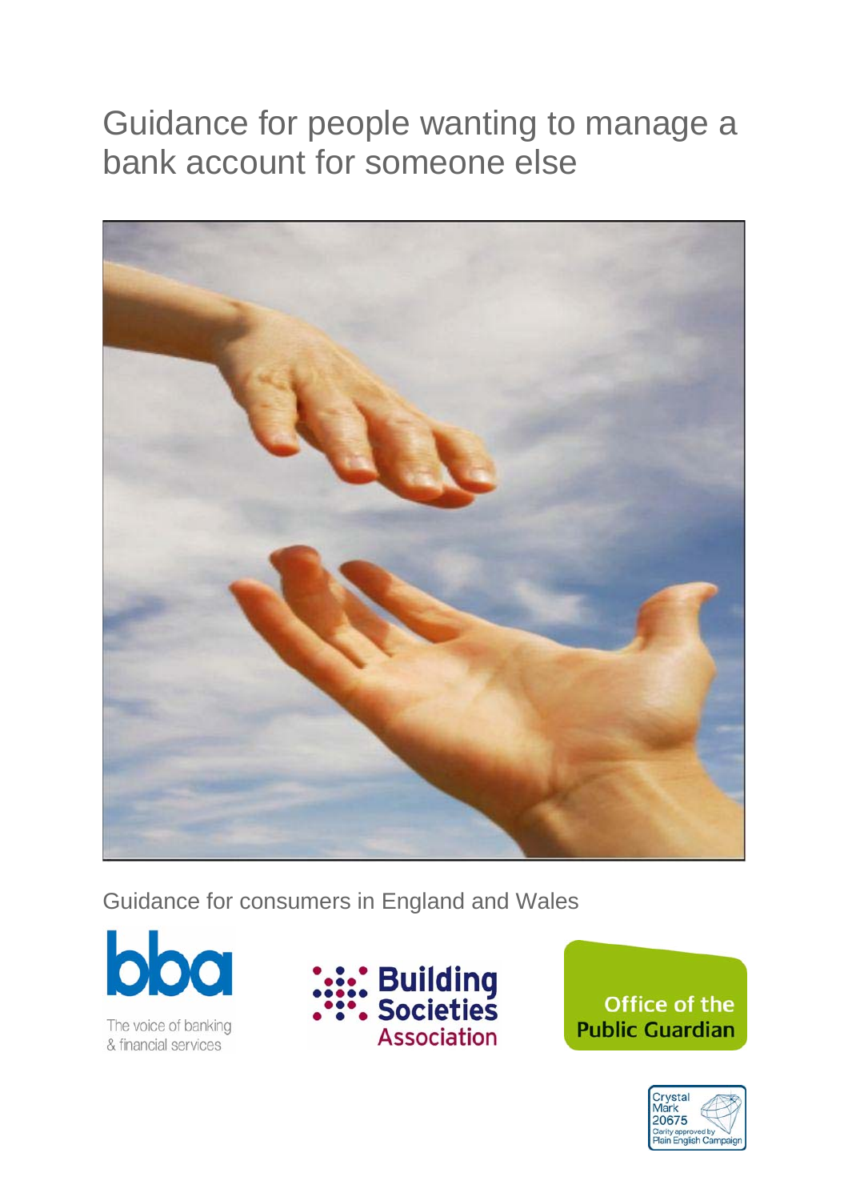# Guidance for people wanting to manage a bank account for someone else

Guidance for consumers in England and Wales

bba
The voice of banking & financial services

Building Societies Association

Office of the Public Guardian

Crystal Mark 20675
Clarity approved by Plain English Campaign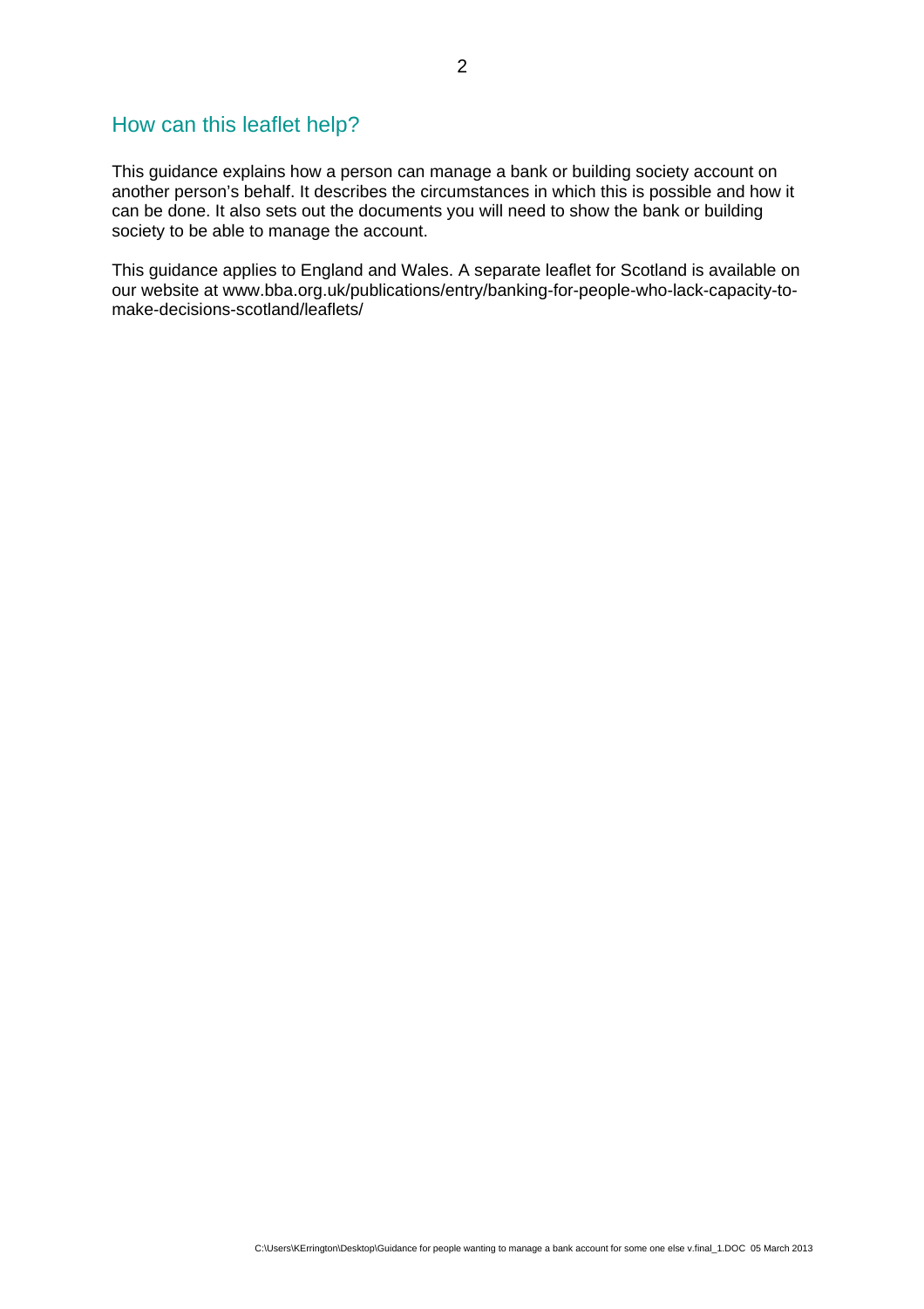## How can this leaflet help?

This guidance explains how a person can manage a bank or building society account on another person's behalf. It describes the circumstances in which this is possible and how it can be done. It also sets out the documents you will need to show the bank or building society to be able to manage the account.

This guidance applies to England and Wales. A separate leaflet for Scotland is available on our website at www.bba.org.uk/publications/entry/banking-for-people-who-lack-capacity-to-make-decisions-scotland/leaflets/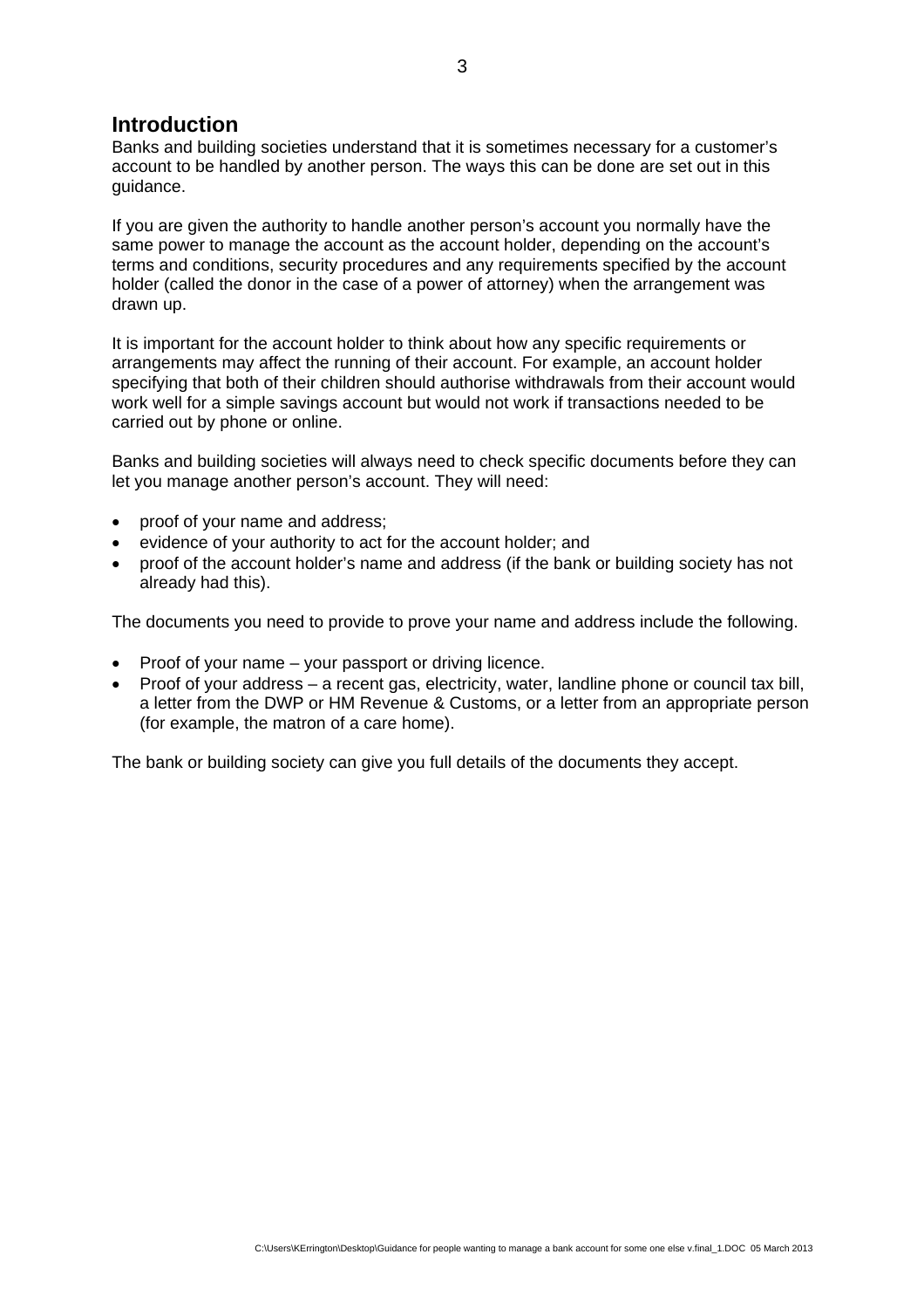## Introduction

Banks and building societies understand that it is sometimes necessary for a customer's account to be handled by another person. The ways this can be done are set out in this guidance.

If you are given the authority to handle another person's account you normally have the same power to manage the account as the account holder, depending on the account's terms and conditions, security procedures and any requirements specified by the account holder (called the donor in the case of a power of attorney) when the arrangement was drawn up.

It is important for the account holder to think about how any specific requirements or arrangements may affect the running of their account. For example, an account holder specifying that both of their children should authorise withdrawals from their account would work well for a simple savings account but would not work if transactions needed to be carried out by phone or online.

Banks and building societies will always need to check specific documents before they can let you manage another person's account. They will need:

- proof of your name and address;
- evidence of your authority to act for the account holder; and
- proof of the account holder's name and address (if the bank or building society has not already had this).

The documents you need to provide to prove your name and address include the following.

- Proof of your name – your passport or driving licence.
- Proof of your address – a recent gas, electricity, water, landline phone or council tax bill, a letter from the DWP or HM Revenue & Customs, or a letter from an appropriate person (for example, the matron of a care home).

The bank or building society can give you full details of the documents they accept.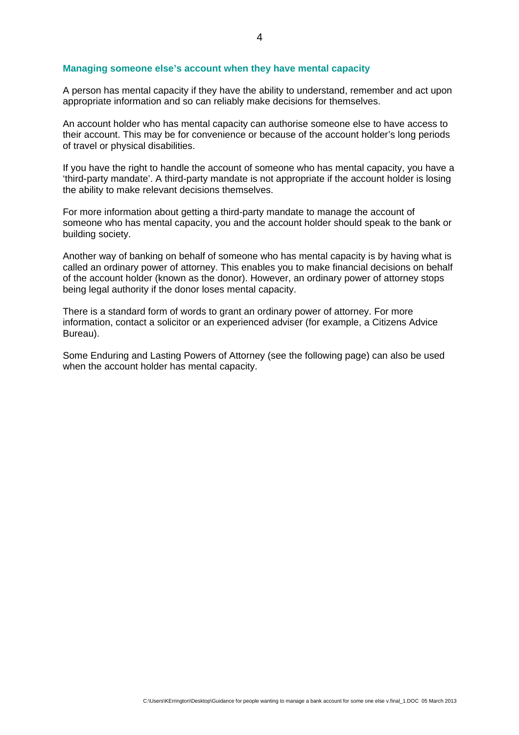## Managing someone else's account when they have mental capacity

A person has mental capacity if they have the ability to understand, remember and act upon appropriate information and so can reliably make decisions for themselves.

An account holder who has mental capacity can authorise someone else to have access to their account. This may be for convenience or because of the account holder's long periods of travel or physical disabilities.

If you have the right to handle the account of someone who has mental capacity, you have a 'third-party mandate'. A third-party mandate is not appropriate if the account holder is losing the ability to make relevant decisions themselves.

For more information about getting a third-party mandate to manage the account of someone who has mental capacity, you and the account holder should speak to the bank or building society.

Another way of banking on behalf of someone who has mental capacity is by having what is called an ordinary power of attorney. This enables you to make financial decisions on behalf of the account holder (known as the donor). However, an ordinary power of attorney stops being legal authority if the donor loses mental capacity.

There is a standard form of words to grant an ordinary power of attorney. For more information, contact a solicitor or an experienced adviser (for example, a Citizens Advice Bureau).

Some Enduring and Lasting Powers of Attorney (see the following page) can also be used when the account holder has mental capacity.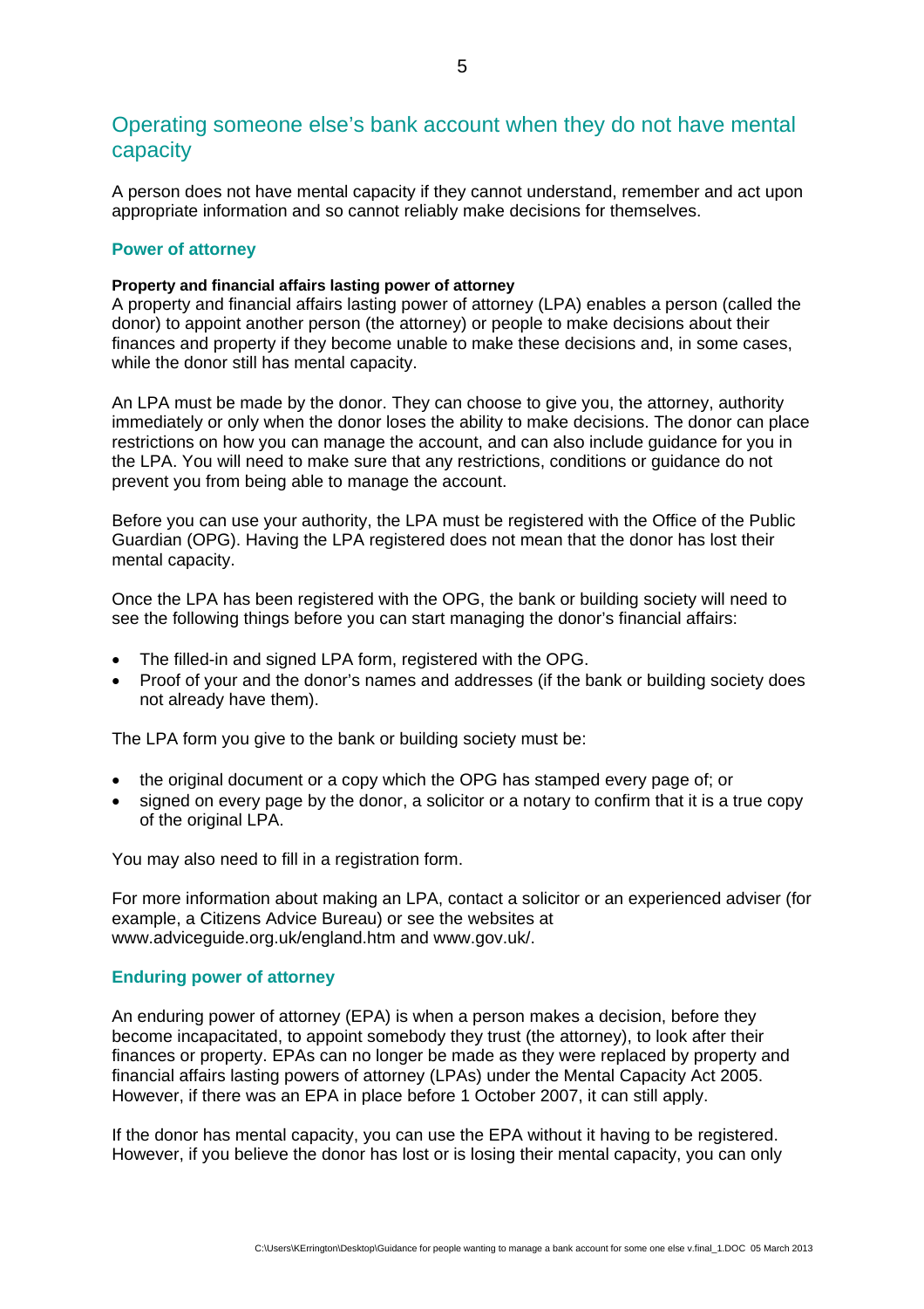## Operating someone else's bank account when they do not have mental capacity

A person does not have mental capacity if they cannot understand, remember and act upon appropriate information and so cannot reliably make decisions for themselves.

### Power of attorney

**Property and financial affairs lasting power of attorney**

A property and financial affairs lasting power of attorney (LPA) enables a person (called the donor) to appoint another person (the attorney) or people to make decisions about their finances and property if they become unable to make these decisions and, in some cases, while the donor still has mental capacity.

An LPA must be made by the donor. They can choose to give you, the attorney, authority immediately or only when the donor loses the ability to make decisions. The donor can place restrictions on how you can manage the account, and can also include guidance for you in the LPA. You will need to make sure that any restrictions, conditions or guidance do not prevent you from being able to manage the account.

Before you can use your authority, the LPA must be registered with the Office of the Public Guardian (OPG). Having the LPA registered does not mean that the donor has lost their mental capacity.

Once the LPA has been registered with the OPG, the bank or building society will need to see the following things before you can start managing the donor's financial affairs:

- The filled-in and signed LPA form, registered with the OPG.
- Proof of your and the donor's names and addresses (if the bank or building society does not already have them).

The LPA form you give to the bank or building society must be:

- the original document or a copy which the OPG has stamped every page of; or
- signed on every page by the donor, a solicitor or a notary to confirm that it is a true copy of the original LPA.

You may also need to fill in a registration form.

For more information about making an LPA, contact a solicitor or an experienced adviser (for example, a Citizens Advice Bureau) or see the websites at www.adviceguide.org.uk/england.htm and www.gov.uk/.

### Enduring power of attorney

An enduring power of attorney (EPA) is when a person makes a decision, before they become incapacitated, to appoint somebody they trust (the attorney), to look after their finances or property. EPAs can no longer be made as they were replaced by property and financial affairs lasting powers of attorney (LPAs) under the Mental Capacity Act 2005. However, if there was an EPA in place before 1 October 2007, it can still apply.

If the donor has mental capacity, you can use the EPA without it having to be registered. However, if you believe the donor has lost or is losing their mental capacity, you can only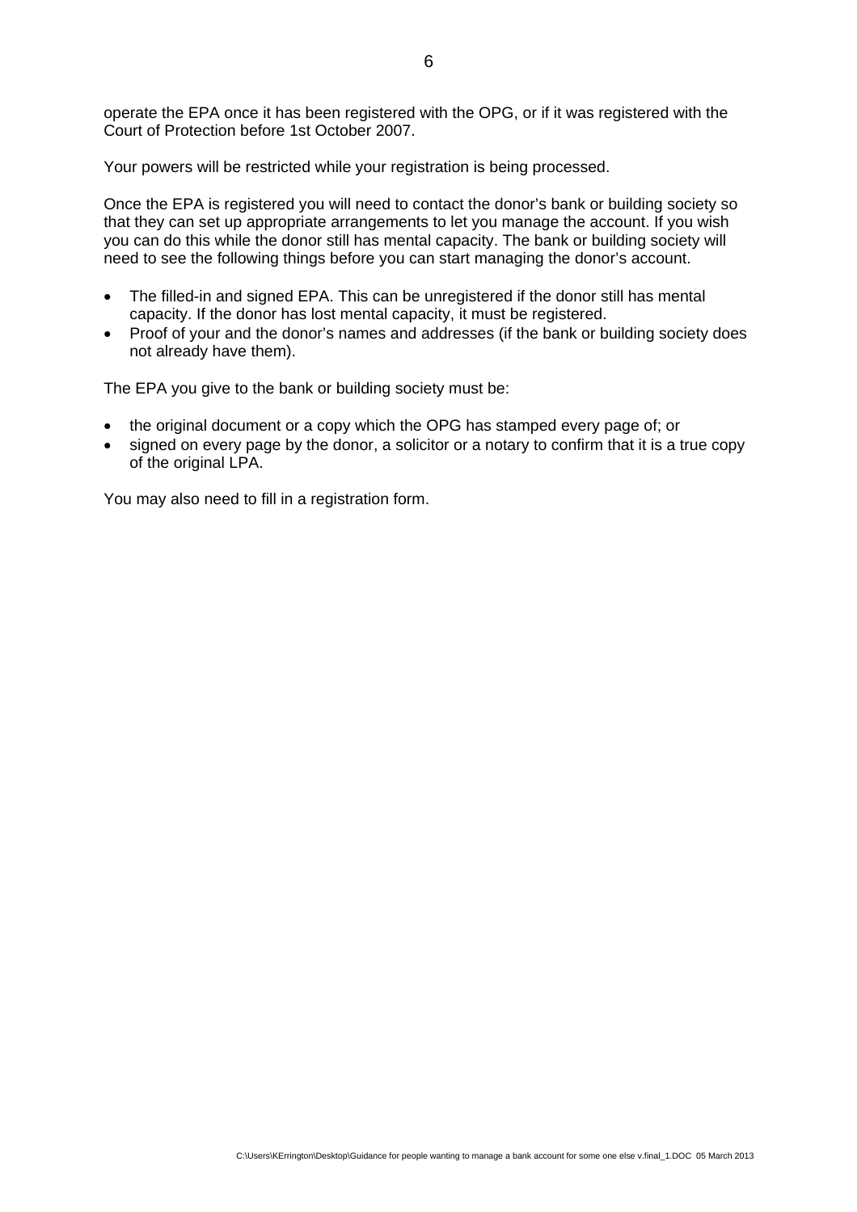operate the EPA once it has been registered with the OPG, or if it was registered with the Court of Protection before 1st October 2007.

Your powers will be restricted while your registration is being processed.

Once the EPA is registered you will need to contact the donor's bank or building society so that they can set up appropriate arrangements to let you manage the account. If you wish you can do this while the donor still has mental capacity. The bank or building society will need to see the following things before you can start managing the donor's account.

- The filled-in and signed EPA. This can be unregistered if the donor still has mental capacity. If the donor has lost mental capacity, it must be registered.
- Proof of your and the donor's names and addresses (if the bank or building society does not already have them).

The EPA you give to the bank or building society must be:

- the original document or a copy which the OPG has stamped every page of; or
- signed on every page by the donor, a solicitor or a notary to confirm that it is a true copy of the original LPA.

You may also need to fill in a registration form.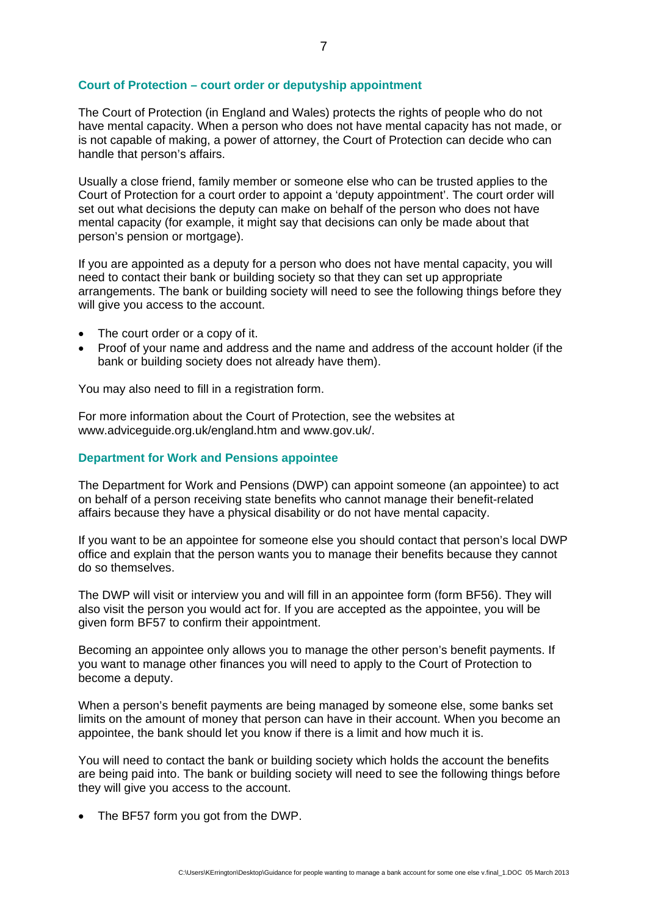## Court of Protection – court order or deputyship appointment

The Court of Protection (in England and Wales) protects the rights of people who do not have mental capacity. When a person who does not have mental capacity has not made, or is not capable of making, a power of attorney, the Court of Protection can decide who can handle that person's affairs.

Usually a close friend, family member or someone else who can be trusted applies to the Court of Protection for a court order to appoint a 'deputy appointment'. The court order will set out what decisions the deputy can make on behalf of the person who does not have mental capacity (for example, it might say that decisions can only be made about that person's pension or mortgage).

If you are appointed as a deputy for a person who does not have mental capacity, you will need to contact their bank or building society so that they can set up appropriate arrangements. The bank or building society will need to see the following things before they will give you access to the account.

- The court order or a copy of it.
- Proof of your name and address and the name and address of the account holder (if the bank or building society does not already have them).

You may also need to fill in a registration form.

For more information about the Court of Protection, see the websites at www.adviceguide.org.uk/england.htm and www.gov.uk/.

## Department for Work and Pensions appointee

The Department for Work and Pensions (DWP) can appoint someone (an appointee) to act on behalf of a person receiving state benefits who cannot manage their benefit-related affairs because they have a physical disability or do not have mental capacity.

If you want to be an appointee for someone else you should contact that person's local DWP office and explain that the person wants you to manage their benefits because they cannot do so themselves.

The DWP will visit or interview you and will fill in an appointee form (form BF56). They will also visit the person you would act for. If you are accepted as the appointee, you will be given form BF57 to confirm their appointment.

Becoming an appointee only allows you to manage the other person's benefit payments. If you want to manage other finances you will need to apply to the Court of Protection to become a deputy.

When a person's benefit payments are being managed by someone else, some banks set limits on the amount of money that person can have in their account. When you become an appointee, the bank should let you know if there is a limit and how much it is.

You will need to contact the bank or building society which holds the account the benefits are being paid into. The bank or building society will need to see the following things before they will give you access to the account.

- The BF57 form you got from the DWP.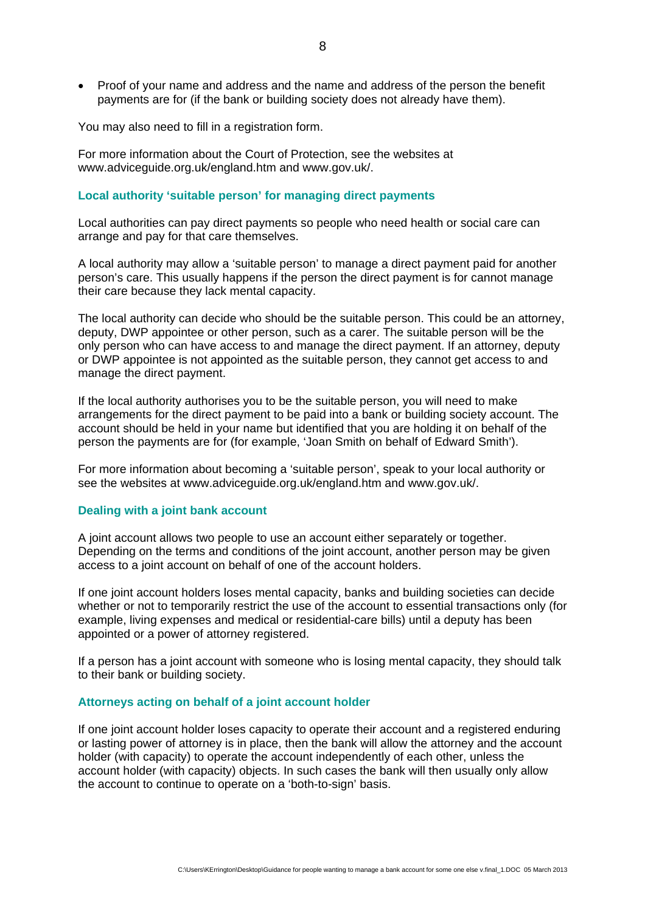- Proof of your name and address and the name and address of the person the benefit payments are for (if the bank or building society does not already have them).

You may also need to fill in a registration form.

For more information about the Court of Protection, see the websites at www.adviceguide.org.uk/england.htm and www.gov.uk/.

### Local authority 'suitable person' for managing direct payments

Local authorities can pay direct payments so people who need health or social care can arrange and pay for that care themselves.

A local authority may allow a 'suitable person' to manage a direct payment paid for another person's care. This usually happens if the person the direct payment is for cannot manage their care because they lack mental capacity.

The local authority can decide who should be the suitable person. This could be an attorney, deputy, DWP appointee or other person, such as a carer. The suitable person will be the only person who can have access to and manage the direct payment. If an attorney, deputy or DWP appointee is not appointed as the suitable person, they cannot get access to and manage the direct payment.

If the local authority authorises you to be the suitable person, you will need to make arrangements for the direct payment to be paid into a bank or building society account. The account should be held in your name but identified that you are holding it on behalf of the person the payments are for (for example, 'Joan Smith on behalf of Edward Smith').

For more information about becoming a 'suitable person', speak to your local authority or see the websites at www.adviceguide.org.uk/england.htm and www.gov.uk/.

### Dealing with a joint bank account

A joint account allows two people to use an account either separately or together. Depending on the terms and conditions of the joint account, another person may be given access to a joint account on behalf of one of the account holders.

If one joint account holders loses mental capacity, banks and building societies can decide whether or not to temporarily restrict the use of the account to essential transactions only (for example, living expenses and medical or residential-care bills) until a deputy has been appointed or a power of attorney registered.

If a person has a joint account with someone who is losing mental capacity, they should talk to their bank or building society.

### Attorneys acting on behalf of a joint account holder

If one joint account holder loses capacity to operate their account and a registered enduring or lasting power of attorney is in place, then the bank will allow the attorney and the account holder (with capacity) to operate the account independently of each other, unless the account holder (with capacity) objects. In such cases the bank will then usually only allow the account to continue to operate on a 'both-to-sign' basis.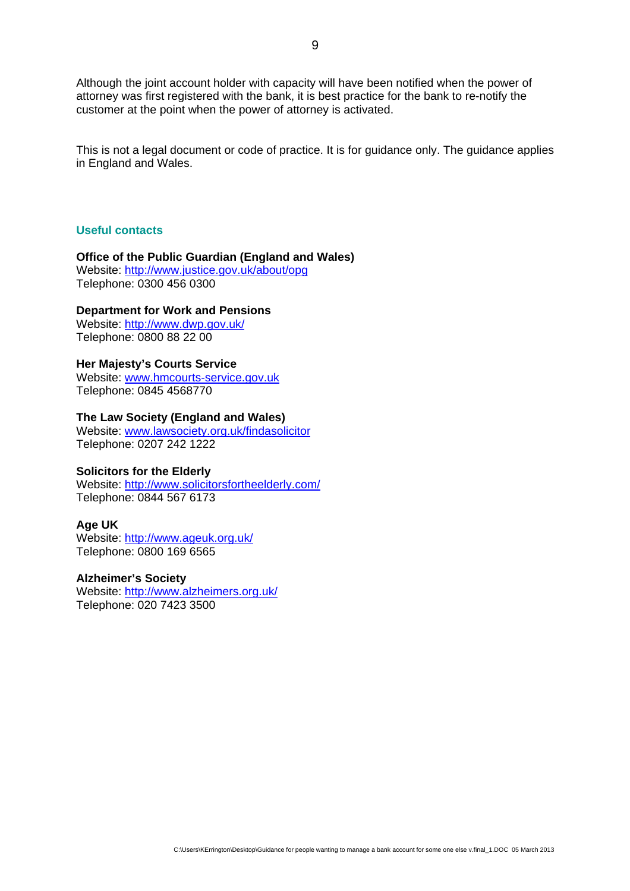Although the joint account holder with capacity will have been notified when the power of attorney was first registered with the bank, it is best practice for the bank to re-notify the customer at the point when the power of attorney is activated.

This is not a legal document or code of practice. It is for guidance only. The guidance applies in England and Wales.

## Useful contacts

**Office of the Public Guardian (England and Wales)**
Website: http://www.justice.gov.uk/about/opg
Telephone: 0300 456 0300

**Department for Work and Pensions**
Website: http://www.dwp.gov.uk/
Telephone: 0800 88 22 00

**Her Majesty's Courts Service**
Website: www.hmcourts-service.gov.uk
Telephone: 0845 4568770

**The Law Society (England and Wales)**
Website: www.lawsociety.org.uk/findasolicitor
Telephone: 0207 242 1222

**Solicitors for the Elderly**
Website: http://www.solicitorsfortheelderly.com/
Telephone: 0844 567 6173

**Age UK**
Website: http://www.ageuk.org.uk/
Telephone: 0800 169 6565

**Alzheimer's Society**
Website: http://www.alzheimers.org.uk/
Telephone: 020 7423 3500